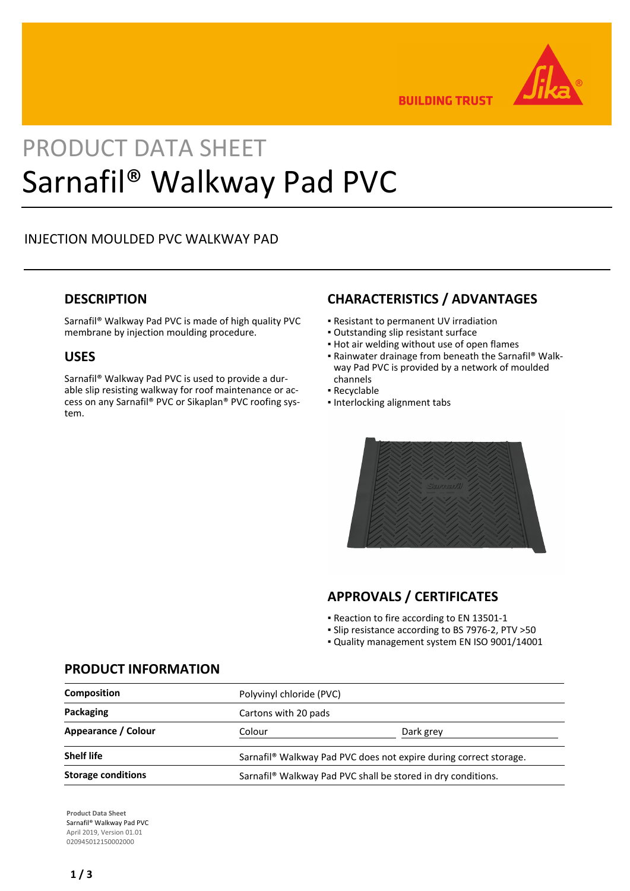BUILDING TRUST

# PRODUCT DATA SHEET
# Sarnafil® Walkway Pad PVC

INJECTION MOULDED PVC WALKWAY PAD

## DESCRIPTION

Sarnafil® Walkway Pad PVC is made of high quality PVC membrane by injection moulding procedure.

## USES

Sarnafil® Walkway Pad PVC is used to provide a durable slip resisting walkway for roof maintenance or access on any Sarnafil® PVC or Sikaplan® PVC roofing system.

## CHARACTERISTICS / ADVANTAGES

- Resistant to permanent UV irradiation
- Outstanding slip resistant surface
- Hot air welding without use of open flames
- Rainwater drainage from beneath the Sarnafil® Walkway Pad PVC is provided by a network of moulded channels
- Recyclable
- Interlocking alignment tabs

## APPROVALS / CERTIFICATES

- Reaction to fire according to EN 13501-1
- Slip resistance according to BS 7976-2, PTV >50
- Quality management system EN ISO 9001/14001

## PRODUCT INFORMATION

| | | |
|---|---|---|
| **Composition** | Polyvinyl chloride (PVC) | |
| **Packaging** | Cartons with 20 pads | |
| **Appearance / Colour** | Colour | Dark grey |
| **Shelf life** | Sarnafil® Walkway Pad PVC does not expire during correct storage. | |
| **Storage conditions** | Sarnafil® Walkway Pad PVC shall be stored in dry conditions. | |

**Product Data Sheet**
Sarnafil® Walkway Pad PVC
April 2019, Version 01.01
020945012150002000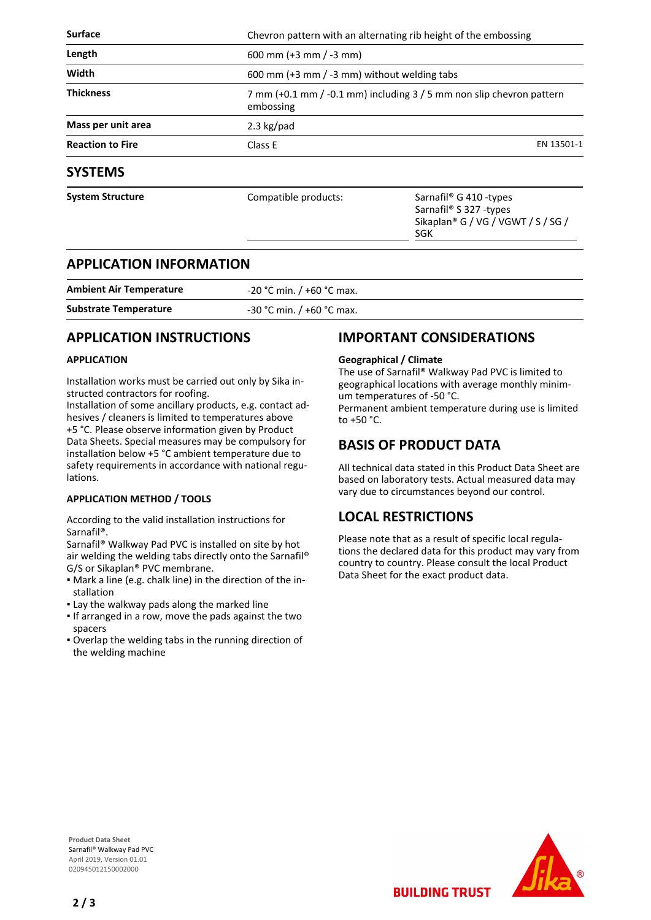| | | |
|---|---|---|
| **Surface** | Chevron pattern with an alternating rib height of the embossing | |
| **Length** | 600 mm (+3 mm / -3 mm) | |
| **Width** | 600 mm (+3 mm / -3 mm) without welding tabs | |
| **Thickness** | 7 mm (+0.1 mm / -0.1 mm) including 3 / 5 mm non slip chevron pattern embossing | |
| **Mass per unit area** | 2.3 kg/pad | |
| **Reaction to Fire** | Class E | EN 13501-1 |

## SYSTEMS

| | | |
|---|---|---|
| **System Structure** | Compatible products: | Sarnafil® G 410 -types<br>Sarnafil® S 327 -types<br>Sikaplan® G / VG / VGWT / S / SG / SGK |

## APPLICATION INFORMATION

| | |
|---|---|
| **Ambient Air Temperature** | -20 °C min. / +60 °C max. |
| **Substrate Temperature** | -30 °C min. / +60 °C max. |

## APPLICATION INSTRUCTIONS

### APPLICATION

Installation works must be carried out only by Sika instructed contractors for roofing.
Installation of some ancillary products, e.g. contact adhesives / cleaners is limited to temperatures above +5 °C. Please observe information given by Product Data Sheets. Special measures may be compulsory for installation below +5 °C ambient temperature due to safety requirements in accordance with national regulations.

### APPLICATION METHOD / TOOLS

According to the valid installation instructions for Sarnafil®.
Sarnafil® Walkway Pad PVC is installed on site by hot air welding the welding tabs directly onto the Sarnafil® G/S or Sikaplan® PVC membrane.

- Mark a line (e.g. chalk line) in the direction of the installation
- Lay the walkway pads along the marked line
- If arranged in a row, move the pads against the two spacers
- Overlap the welding tabs in the running direction of the welding machine

## IMPORTANT CONSIDERATIONS

**Geographical / Climate**
The use of Sarnafil® Walkway Pad PVC is limited to geographical locations with average monthly minimum temperatures of -50 °C.
Permanent ambient temperature during use is limited to +50 °C.

## BASIS OF PRODUCT DATA

All technical data stated in this Product Data Sheet are based on laboratory tests. Actual measured data may vary due to circumstances beyond our control.

## LOCAL RESTRICTIONS

Please note that as a result of specific local regulations the declared data for this product may vary from country to country. Please consult the local Product Data Sheet for the exact product data.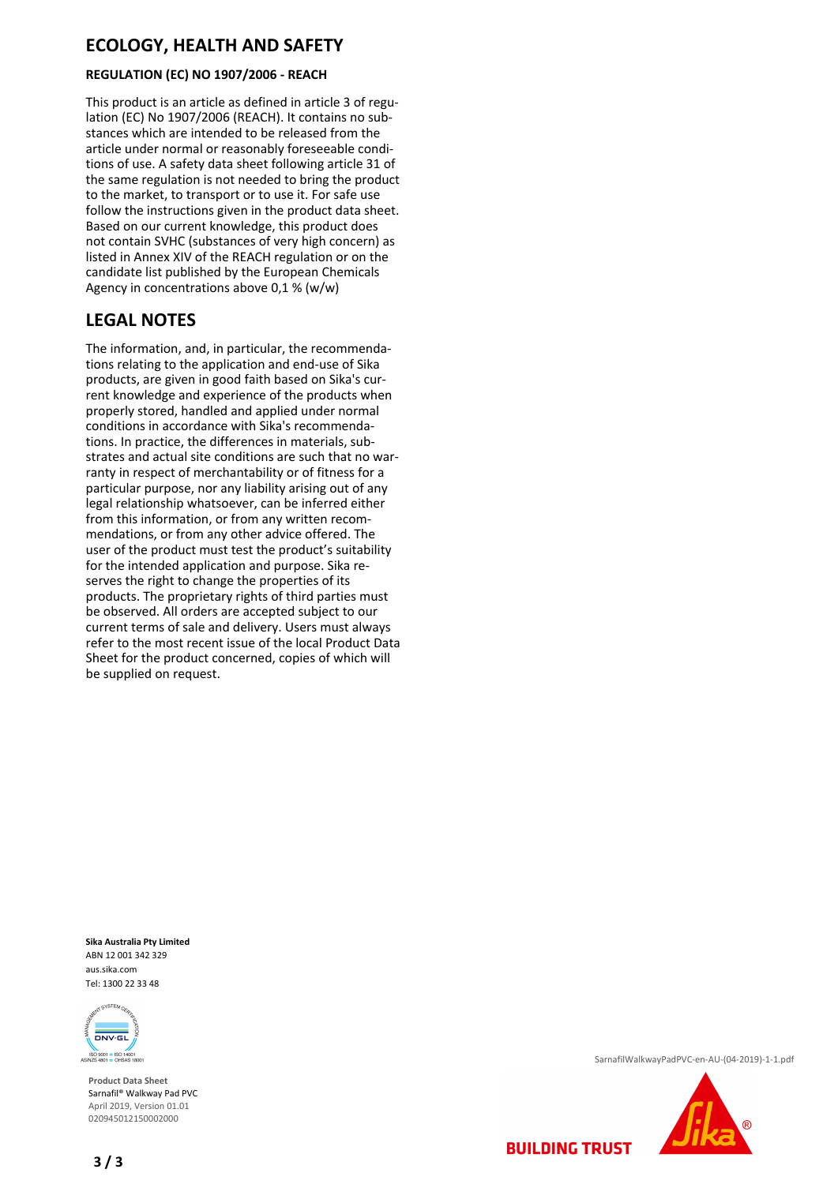## ECOLOGY, HEALTH AND SAFETY

### REGULATION (EC) NO 1907/2006 - REACH

This product is an article as defined in article 3 of regulation (EC) No 1907/2006 (REACH). It contains no substances which are intended to be released from the article under normal or reasonably foreseeable conditions of use. A safety data sheet following article 31 of the same regulation is not needed to bring the product to the market, to transport or to use it. For safe use follow the instructions given in the product data sheet. Based on our current knowledge, this product does not contain SVHC (substances of very high concern) as listed in Annex XIV of the REACH regulation or on the candidate list published by the European Chemicals Agency in concentrations above 0,1 % (w/w)

## LEGAL NOTES

The information, and, in particular, the recommendations relating to the application and end-use of Sika products, are given in good faith based on Sika's current knowledge and experience of the products when properly stored, handled and applied under normal conditions in accordance with Sika's recommendations. In practice, the differences in materials, substrates and actual site conditions are such that no warranty in respect of merchantability or of fitness for a particular purpose, nor any liability arising out of any legal relationship whatsoever, can be inferred either from this information, or from any written recommendations, or from any other advice offered. The user of the product must test the product's suitability for the intended application and purpose. Sika reserves the right to change the properties of its products. The proprietary rights of third parties must be observed. All orders are accepted subject to our current terms of sale and delivery. Users must always refer to the most recent issue of the local Product Data Sheet for the product concerned, copies of which will be supplied on request.

**Sika Australia Pty Limited**
ABN 12 001 342 329
aus.sika.com
Tel: 1300 22 33 48

**Product Data Sheet**
Sarnafil® Walkway Pad PVC
April 2019, Version 01.01
020945012150002000

SarnafilWalkwayPadPVC-en-AU-(04-2019)-1-1.pdf

**BUILDING TRUST**